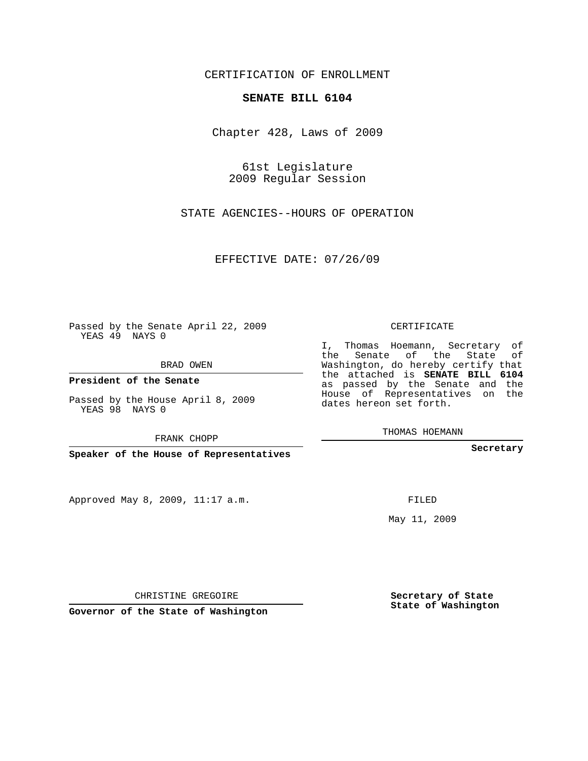CERTIFICATION OF ENROLLMENT

**SENATE BILL 6104**

Chapter 428, Laws of 2009

61st Legislature
2009 Regular Session

STATE AGENCIES--HOURS OF OPERATION

EFFECTIVE DATE: 07/26/09

Passed by the Senate April 22, 2009
YEAS 49 NAYS 0

BRAD OWEN

**President of the Senate**

Passed by the House April 8, 2009
YEAS 98 NAYS 0

FRANK CHOPP

**Speaker of the House of Representatives**

CERTIFICATE

I, Thomas Hoemann, Secretary of the Senate of the State of Washington, do hereby certify that the attached is **SENATE BILL 6104** as passed by the Senate and the House of Representatives on the dates hereon set forth.

THOMAS HOEMANN

**Secretary**

Approved May 8, 2009, 11:17 a.m.

FILED

May 11, 2009

CHRISTINE GREGOIRE

**Governor of the State of Washington**

**Secretary of State**
**State of Washington**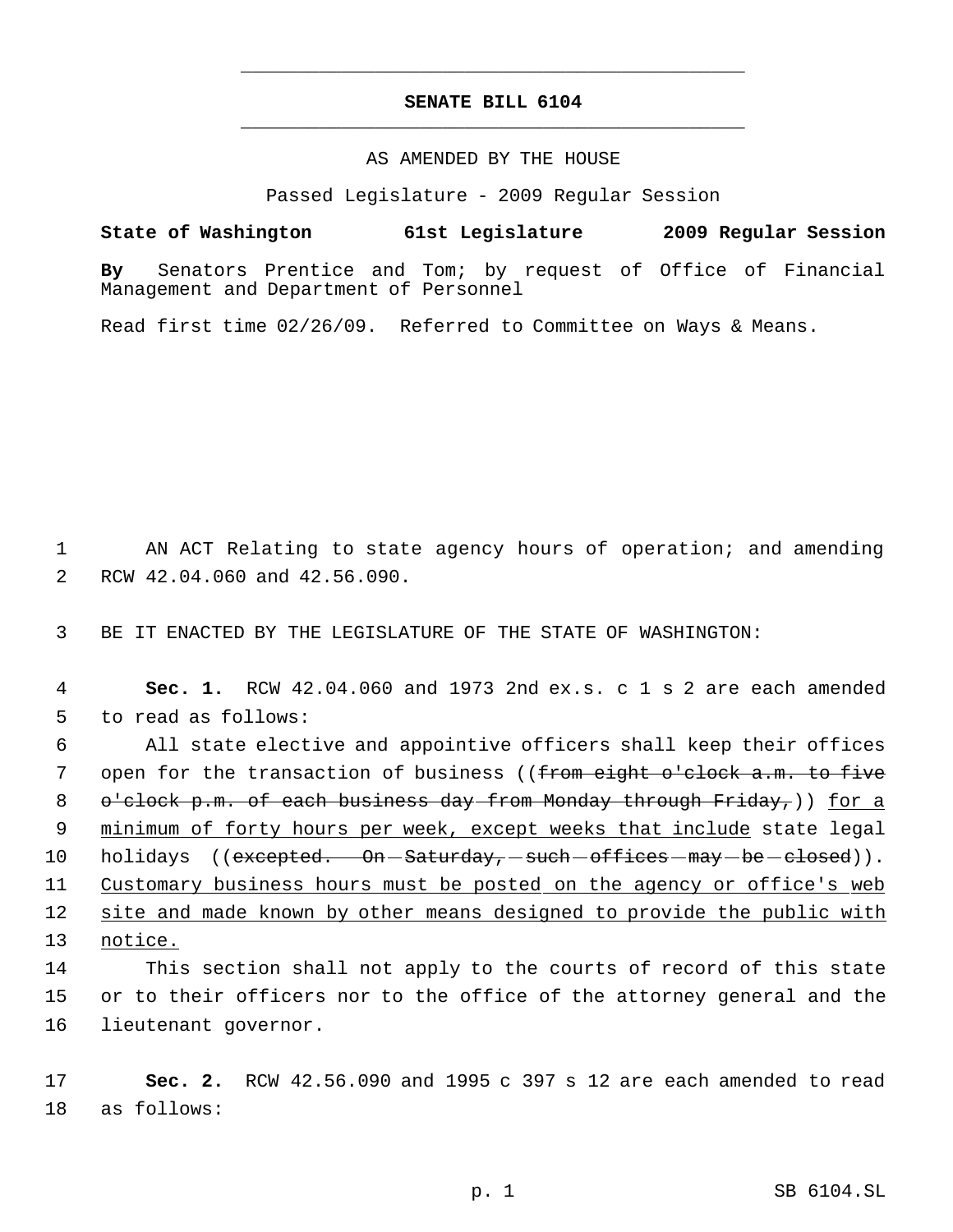**SENATE BILL 6104**

AS AMENDED BY THE HOUSE

Passed Legislature - 2009 Regular Session

**State of Washington 61st Legislature 2009 Regular Session**

**By** Senators Prentice and Tom; by request of Office of Financial Management and Department of Personnel

Read first time 02/26/09. Referred to Committee on Ways & Means.

1 AN ACT Relating to state agency hours of operation; and amending
2 RCW 42.04.060 and 42.56.090.

3 BE IT ENACTED BY THE LEGISLATURE OF THE STATE OF WASHINGTON:

4 **Sec. 1.** RCW 42.04.060 and 1973 2nd ex.s. c 1 s 2 are each amended
5 to read as follows:

6 All state elective and appointive officers shall keep their offices
7 open for the transaction of business ((~~from eight o'clock a.m. to five~~
8 ~~o'clock p.m. of each business day from Monday through Friday,~~)) <u>for a</u>
9 <u>minimum of forty hours per week, except weeks that include</u> state legal
10 holidays ((~~excepted. On Saturday, such offices may be closed~~)).
11 <u>Customary business hours must be posted on the agency or office's web</u>
12 <u>site and made known by other means designed to provide the public with</u>
13 <u>notice.</u>

14 This section shall not apply to the courts of record of this state
15 or to their officers nor to the office of the attorney general and the
16 lieutenant governor.

17 **Sec. 2.** RCW 42.56.090 and 1995 c 397 s 12 are each amended to read
18 as follows: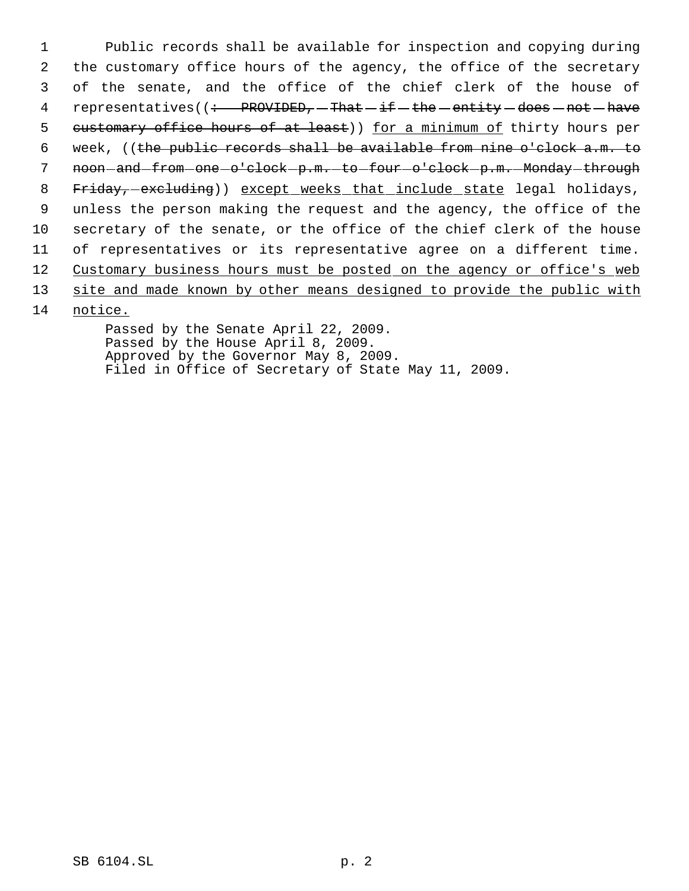Public records shall be available for inspection and copying during the customary office hours of the agency, the office of the secretary of the senate, and the office of the chief clerk of the house of representatives((~~: PROVIDED, That if the entity does not have customary office hours of at least~~)) <u>for a minimum of</u> thirty hours per week, ((~~the public records shall be available from nine o'clock a.m. to noon and from one o'clock p.m. to four o'clock p.m. Monday through Friday, excluding~~)) <u>except weeks that include state</u> legal holidays, unless the person making the request and the agency, the office of the secretary of the senate, or the office of the chief clerk of the house of representatives or its representative agree on a different time. <u>Customary business hours must be posted on the agency or office's web site and made known by other means designed to provide the public with notice.</u>

Passed by the Senate April 22, 2009.
Passed by the House April 8, 2009.
Approved by the Governor May 8, 2009.
Filed in Office of Secretary of State May 11, 2009.